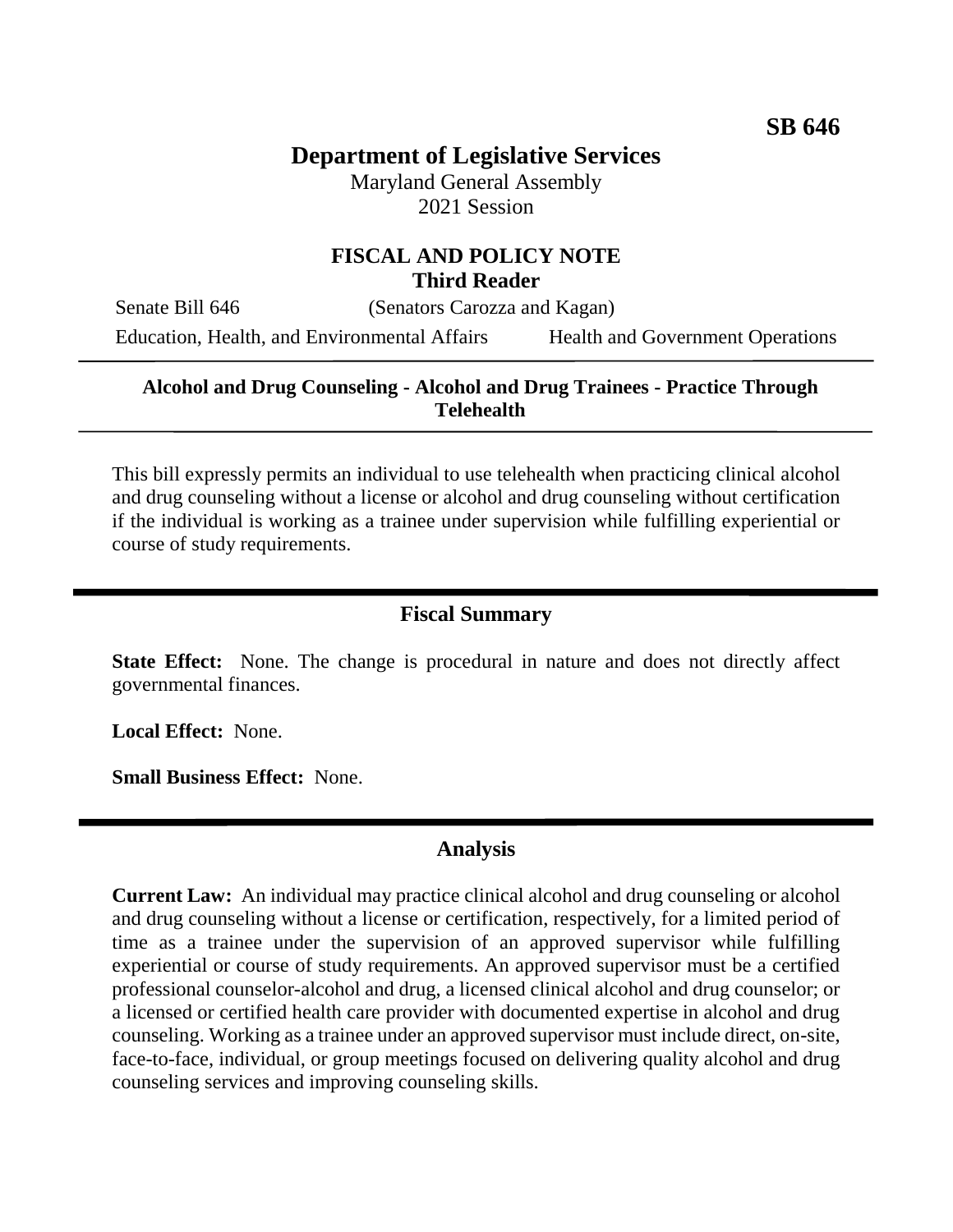**SB 646**

# Department of Legislative Services

Maryland General Assembly
2021 Session

## FISCAL AND POLICY NOTE
**Third Reader**

Senate Bill 646 (Senators Carozza and Kagan)

Education, Health, and Environmental Affairs Health and Government Operations

---

**Alcohol and Drug Counseling - Alcohol and Drug Trainees - Practice Through Telehealth**

---

This bill expressly permits an individual to use telehealth when practicing clinical alcohol and drug counseling without a license or alcohol and drug counseling without certification if the individual is working as a trainee under supervision while fulfilling experiential or course of study requirements.

---

## Fiscal Summary

**State Effect:** None. The change is procedural in nature and does not directly affect governmental finances.

**Local Effect:** None.

**Small Business Effect:** None.

---

## Analysis

**Current Law:** An individual may practice clinical alcohol and drug counseling or alcohol and drug counseling without a license or certification, respectively, for a limited period of time as a trainee under the supervision of an approved supervisor while fulfilling experiential or course of study requirements. An approved supervisor must be a certified professional counselor-alcohol and drug, a licensed clinical alcohol and drug counselor; or a licensed or certified health care provider with documented expertise in alcohol and drug counseling. Working as a trainee under an approved supervisor must include direct, on-site, face-to-face, individual, or group meetings focused on delivering quality alcohol and drug counseling services and improving counseling skills.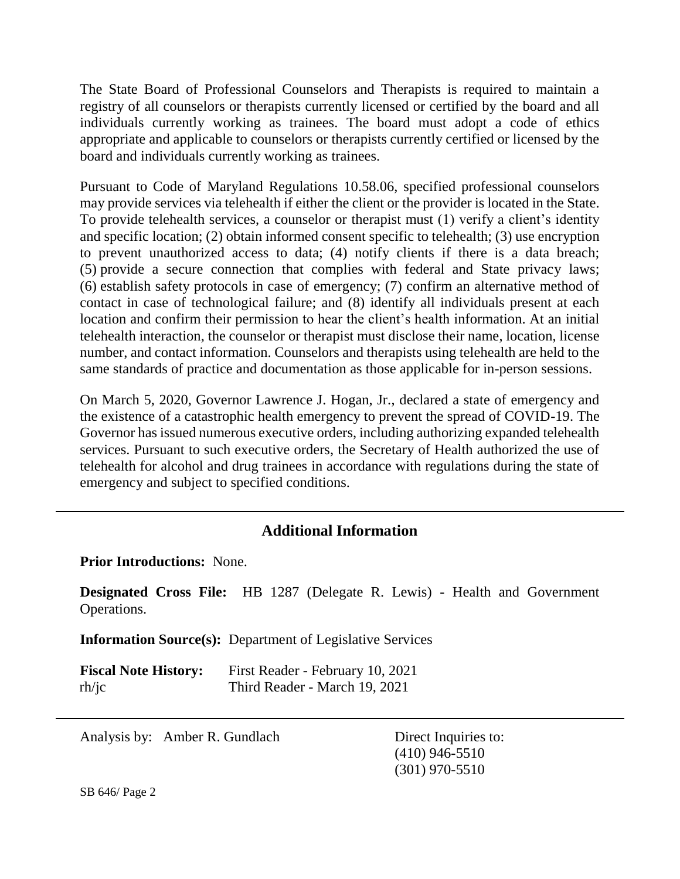The State Board of Professional Counselors and Therapists is required to maintain a registry of all counselors or therapists currently licensed or certified by the board and all individuals currently working as trainees. The board must adopt a code of ethics appropriate and applicable to counselors or therapists currently certified or licensed by the board and individuals currently working as trainees.

Pursuant to Code of Maryland Regulations 10.58.06, specified professional counselors may provide services via telehealth if either the client or the provider is located in the State. To provide telehealth services, a counselor or therapist must (1) verify a client's identity and specific location; (2) obtain informed consent specific to telehealth; (3) use encryption to prevent unauthorized access to data; (4) notify clients if there is a data breach; (5) provide a secure connection that complies with federal and State privacy laws; (6) establish safety protocols in case of emergency; (7) confirm an alternative method of contact in case of technological failure; and (8) identify all individuals present at each location and confirm their permission to hear the client's health information. At an initial telehealth interaction, the counselor or therapist must disclose their name, location, license number, and contact information. Counselors and therapists using telehealth are held to the same standards of practice and documentation as those applicable for in-person sessions.

On March 5, 2020, Governor Lawrence J. Hogan, Jr., declared a state of emergency and the existence of a catastrophic health emergency to prevent the spread of COVID-19. The Governor has issued numerous executive orders, including authorizing expanded telehealth services. Pursuant to such executive orders, the Secretary of Health authorized the use of telehealth for alcohol and drug trainees in accordance with regulations during the state of emergency and subject to specified conditions.

---

## Additional Information

**Prior Introductions:** None.

**Designated Cross File:** HB 1287 (Delegate R. Lewis) - Health and Government Operations.

**Information Source(s):** Department of Legislative Services

**Fiscal Note History:** First Reader - February 10, 2021
rh/jc Third Reader - March 19, 2021

---

Analysis by: Amber R. Gundlach

Direct Inquiries to:
(410) 946-5510
(301) 970-5510